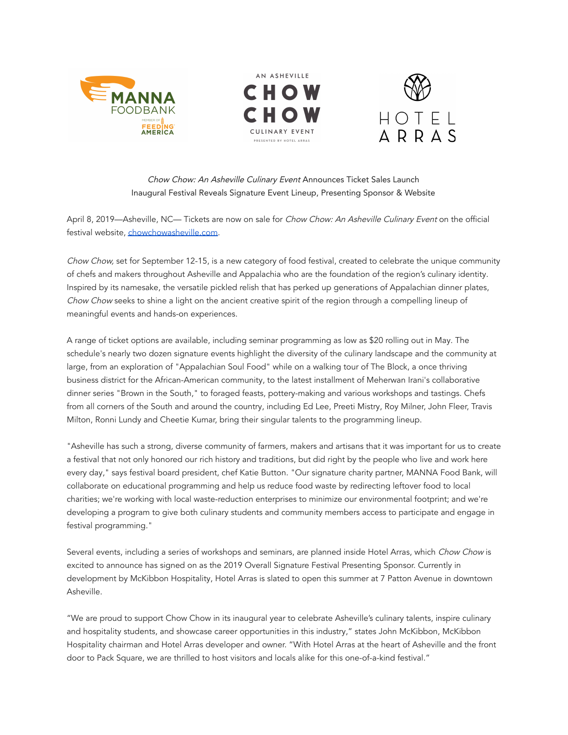*Chow Chow: An Asheville Culinary Event* Announces Ticket Sales Launch
Inaugural Festival Reveals Signature Event Lineup, Presenting Sponsor & Website

April 8, 2019—Asheville, NC— Tickets are now on sale for *Chow Chow: An Asheville Culinary Event* on the official festival website, [chowchowasheville.com](chowchowasheville.com).

*Chow Chow,* set for September 12-15, is a new category of food festival, created to celebrate the unique community of chefs and makers throughout Asheville and Appalachia who are the foundation of the region's culinary identity. Inspired by its namesake, the versatile pickled relish that has perked up generations of Appalachian dinner plates, *Chow Chow* seeks to shine a light on the ancient creative spirit of the region through a compelling lineup of meaningful events and hands-on experiences.

A range of ticket options are available, including seminar programming as low as $20 rolling out in May. The schedule's nearly two dozen signature events highlight the diversity of the culinary landscape and the community at large, from an exploration of "Appalachian Soul Food" while on a walking tour of The Block, a once thriving business district for the African-American community, to the latest installment of Meherwan Irani's collaborative dinner series "Brown in the South," to foraged feasts, pottery-making and various workshops and tastings. Chefs from all corners of the South and around the country, including Ed Lee, Preeti Mistry, Roy Milner, John Fleer, Travis Milton, Ronni Lundy and Cheetie Kumar, bring their singular talents to the programming lineup.

"Asheville has such a strong, diverse community of farmers, makers and artisans that it was important for us to create a festival that not only honored our rich history and traditions, but did right by the people who live and work here every day," says festival board president, chef Katie Button. "Our signature charity partner, MANNA Food Bank, will collaborate on educational programming and help us reduce food waste by redirecting leftover food to local charities; we're working with local waste-reduction enterprises to minimize our environmental footprint; and we're developing a program to give both culinary students and community members access to participate and engage in festival programming."

Several events, including a series of workshops and seminars, are planned inside Hotel Arras, which *Chow Chow* is excited to announce has signed on as the 2019 Overall Signature Festival Presenting Sponsor. Currently in development by McKibbon Hospitality, Hotel Arras is slated to open this summer at 7 Patton Avenue in downtown Asheville.

"We are proud to support Chow Chow in its inaugural year to celebrate Asheville's culinary talents, inspire culinary and hospitality students, and showcase career opportunities in this industry," states John McKibbon, McKibbon Hospitality chairman and Hotel Arras developer and owner. "With Hotel Arras at the heart of Asheville and the front door to Pack Square, we are thrilled to host visitors and locals alike for this one-of-a-kind festival."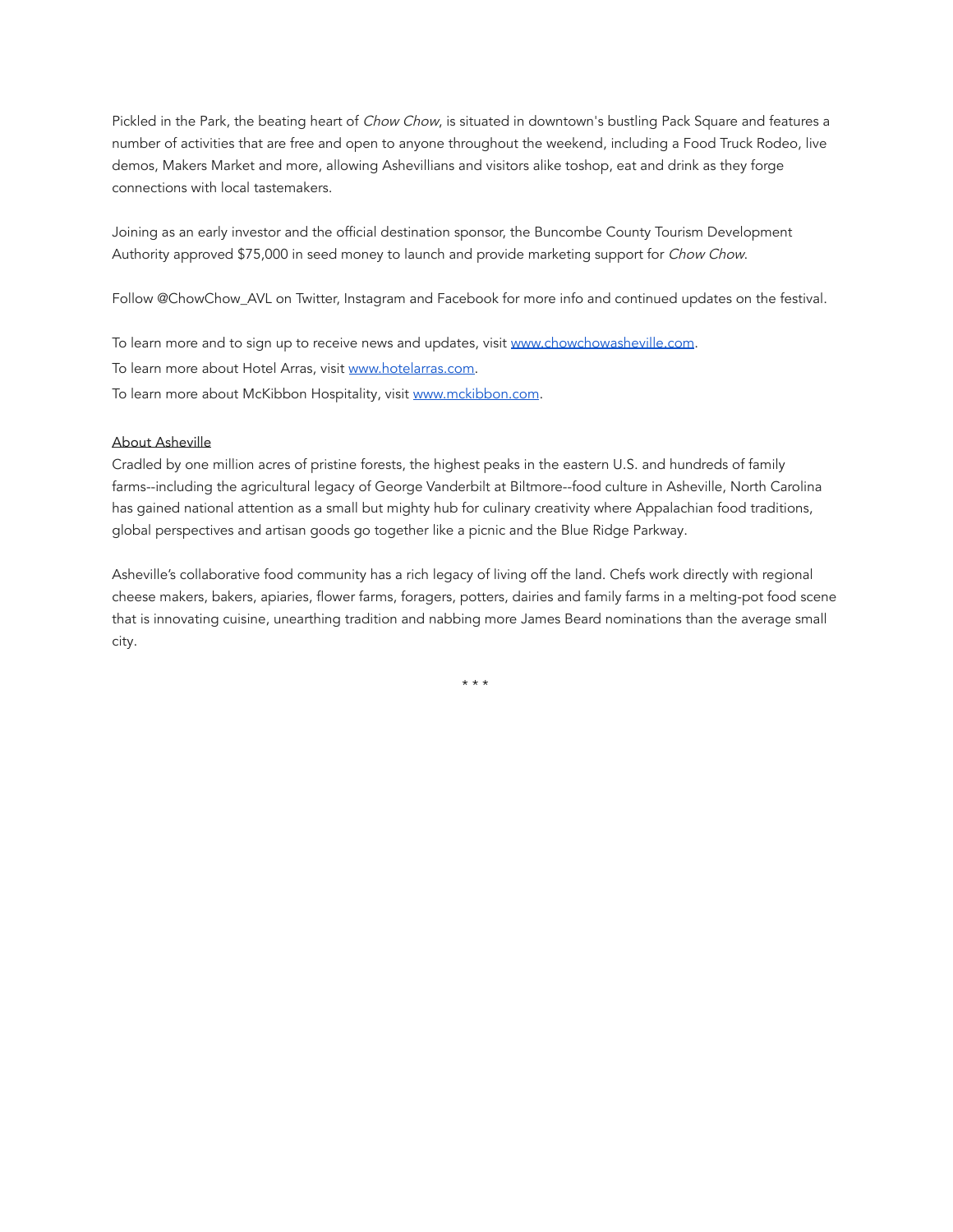Pickled in the Park, the beating heart of *Chow Chow*, is situated in downtown's bustling Pack Square and features a number of activities that are free and open to anyone throughout the weekend, including a Food Truck Rodeo, live demos, Makers Market and more, allowing Ashevillians and visitors alike toshop, eat and drink as they forge connections with local tastemakers.

Joining as an early investor and the official destination sponsor, the Buncombe County Tourism Development Authority approved $75,000 in seed money to launch and provide marketing support for *Chow Chow*.

Follow @ChowChow_AVL on Twitter, Instagram and Facebook for more info and continued updates on the festival.

To learn more and to sign up to receive news and updates, visit [www.chowchowasheville.com](http://www.chowchowasheville.com).
To learn more about Hotel Arras, visit [www.hotelarras.com](http://www.hotelarras.com).
To learn more about McKibbon Hospitality, visit [www.mckibbon.com](http://www.mckibbon.com).

<u>About Asheville</u>
Cradled by one million acres of pristine forests, the highest peaks in the eastern U.S. and hundreds of family farms--including the agricultural legacy of George Vanderbilt at Biltmore--food culture in Asheville, North Carolina has gained national attention as a small but mighty hub for culinary creativity where Appalachian food traditions, global perspectives and artisan goods go together like a picnic and the Blue Ridge Parkway.

Asheville's collaborative food community has a rich legacy of living off the land. Chefs work directly with regional cheese makers, bakers, apiaries, flower farms, foragers, potters, dairies and family farms in a melting-pot food scene that is innovating cuisine, unearthing tradition and nabbing more James Beard nominations than the average small city.

\* \* \*